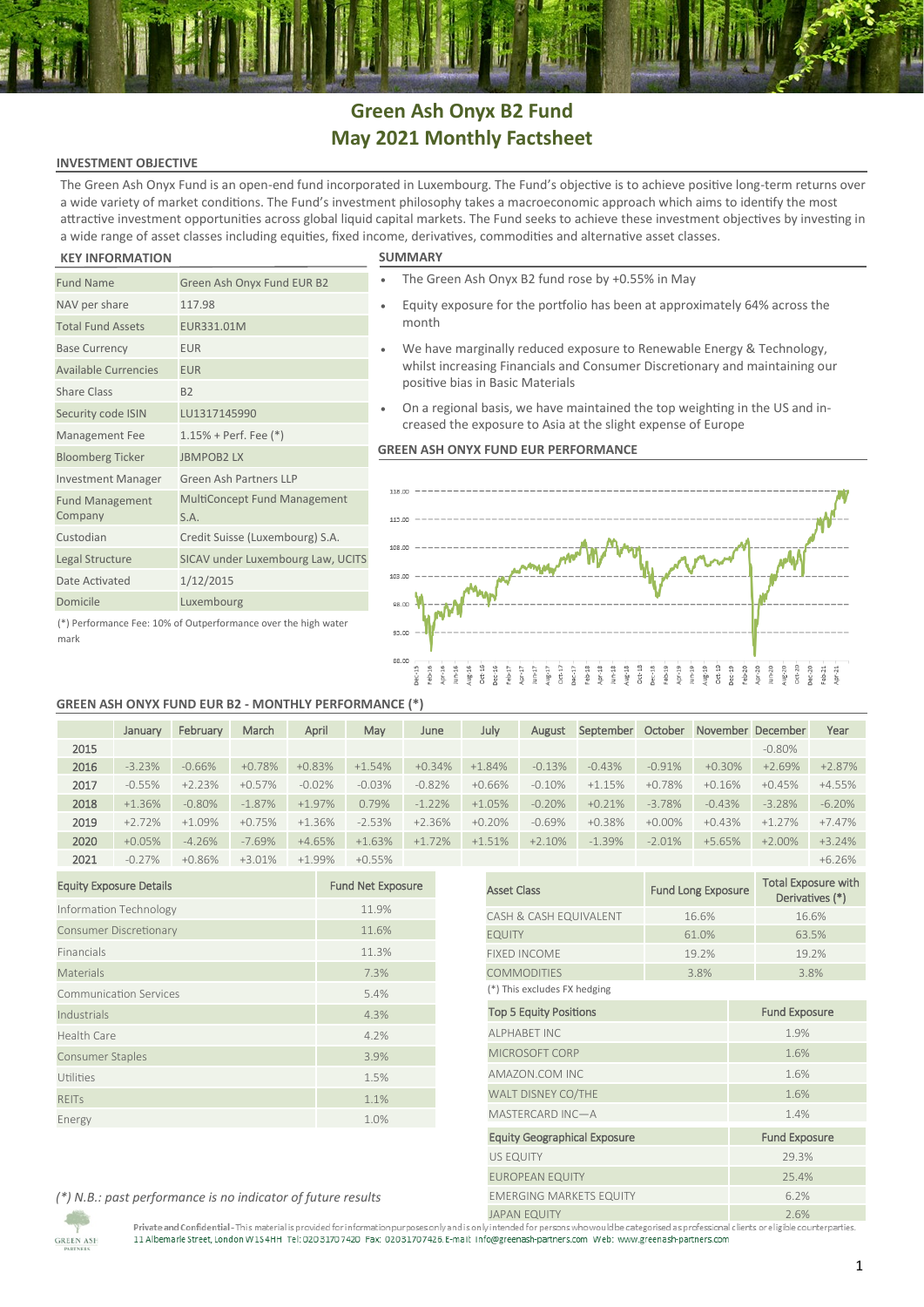# Green Ash Onyx B2 Fund
# May 2021 Monthly Factsheet

## INVESTMENT OBJECTIVE

The Green Ash Onyx Fund is an open-end fund incorporated in Luxembourg. The Fund's objective is to achieve positive long-term returns over a wide variety of market conditions. The Fund's investment philosophy takes a macroeconomic approach which aims to identify the most attractive investment opportunities across global liquid capital markets. The Fund seeks to achieve these investment objectives by investing in a wide range of asset classes including equities, fixed income, derivatives, commodities and alternative asset classes.

## KEY INFORMATION

| | |
|---|---|
| Fund Name | Green Ash Onyx Fund EUR B2 |
| NAV per share | 117.98 |
| Total Fund Assets | EUR331.01M |
| Base Currency | EUR |
| Available Currencies | EUR |
| Share Class | B2 |
| Security code ISIN | LU1317145990 |
| Management Fee | 1.15% + Perf. Fee (*) |
| Bloomberg Ticker | JBMPOB2 LX |
| Investment Manager | Green Ash Partners LLP |
| Fund Management Company | MultiConcept Fund Management S.A. |
| Custodian | Credit Suisse (Luxembourg) S.A. |
| Legal Structure | SICAV under Luxembourg Law, UCITS |
| Date Activated | 1/12/2015 |
| Domicile | Luxembourg |

(*) Performance Fee: 10% of Outperformance over the high water mark

## SUMMARY

- The Green Ash Onyx B2 fund rose by +0.55% in May
- Equity exposure for the portfolio has been at approximately 64% across the month
- We have marginally reduced exposure to Renewable Energy & Technology, whilst increasing Financials and Consumer Discretionary and maintaining our positive bias in Basic Materials
- On a regional basis, we have maintained the top weighting in the US and increased the exposure to Asia at the slight expense of Europe

## GREEN ASH ONYX FUND EUR PERFORMANCE

## GREEN ASH ONYX FUND EUR B2 - MONTHLY PERFORMANCE (*)

| | January | February | March | April | May | June | July | August | September | October | November | December | Year |
|---|---|---|---|---|---|---|---|---|---|---|---|---|---|
| 2015 | | | | | | | | | | | | -0.80% | |
| 2016 | -3.23% | -0.66% | +0.78% | +0.83% | +1.54% | +0.34% | +1.84% | -0.13% | -0.43% | -0.91% | +0.30% | +2.69% | +2.87% |
| 2017 | -0.55% | +2.23% | +0.57% | -0.02% | -0.03% | -0.82% | +0.66% | -0.10% | +1.15% | +0.78% | +0.16% | +0.45% | +4.55% |
| 2018 | +1.36% | -0.80% | -1.87% | +1.97% | 0.79% | -1.22% | +1.05% | -0.20% | +0.21% | -3.78% | -0.43% | -3.28% | -6.20% |
| 2019 | +2.72% | +1.09% | +0.75% | +1.36% | -2.53% | +2.36% | +0.20% | -0.69% | +0.38% | +0.00% | +0.43% | +1.27% | +7.47% |
| 2020 | +0.05% | -4.26% | -7.69% | +4.65% | +1.63% | +1.72% | +1.51% | +2.10% | -1.39% | -2.01% | +5.65% | +2.00% | +3.24% |
| 2021 | -0.27% | +0.86% | +3.01% | +1.99% | +0.55% | | | | | | | | +6.26% |

| Equity Exposure Details | Fund Net Exposure |
|---|---|
| Information Technology | 11.9% |
| Consumer Discretionary | 11.6% |
| Financials | 11.3% |
| Materials | 7.3% |
| Communication Services | 5.4% |
| Industrials | 4.3% |
| Health Care | 4.2% |
| Consumer Staples | 3.9% |
| Utilities | 1.5% |
| REITs | 1.1% |
| Energy | 1.0% |

| Asset Class | Fund Long Exposure | Total Exposure with Derivatives (*) |
|---|---|---|
| CASH & CASH EQUIVALENT | 16.6% | 16.6% |
| EQUITY | 61.0% | 63.5% |
| FIXED INCOME | 19.2% | 19.2% |
| COMMODITIES | 3.8% | 3.8% |

(*) This excludes FX hedging

| Top 5 Equity Positions | Fund Exposure |
|---|---|
| ALPHABET INC | 1.9% |
| MICROSOFT CORP | 1.6% |
| AMAZON.COM INC | 1.6% |
| WALT DISNEY CO/THE | 1.6% |
| MASTERCARD INC—A | 1.4% |

| Equity Geographical Exposure | Fund Exposure |
|---|---|
| US EQUITY | 29.3% |
| EUROPEAN EQUITY | 25.4% |
| EMERGING MARKETS EQUITY | 6.2% |
| JAPAN EQUITY | 2.6% |

*(*) N.B.: past performance is no indicator of future results*

**Private and Confidential** - This material is provided for information purposes only and is only intended for persons who would be categorised as professional clients or eligible counterparties.
11 Albemarle Street, London W1S 4HH Tel: 02031707420 Fax: 02031707426 E-mail: info@greenash-partners.com Web: www.greenash-partners.com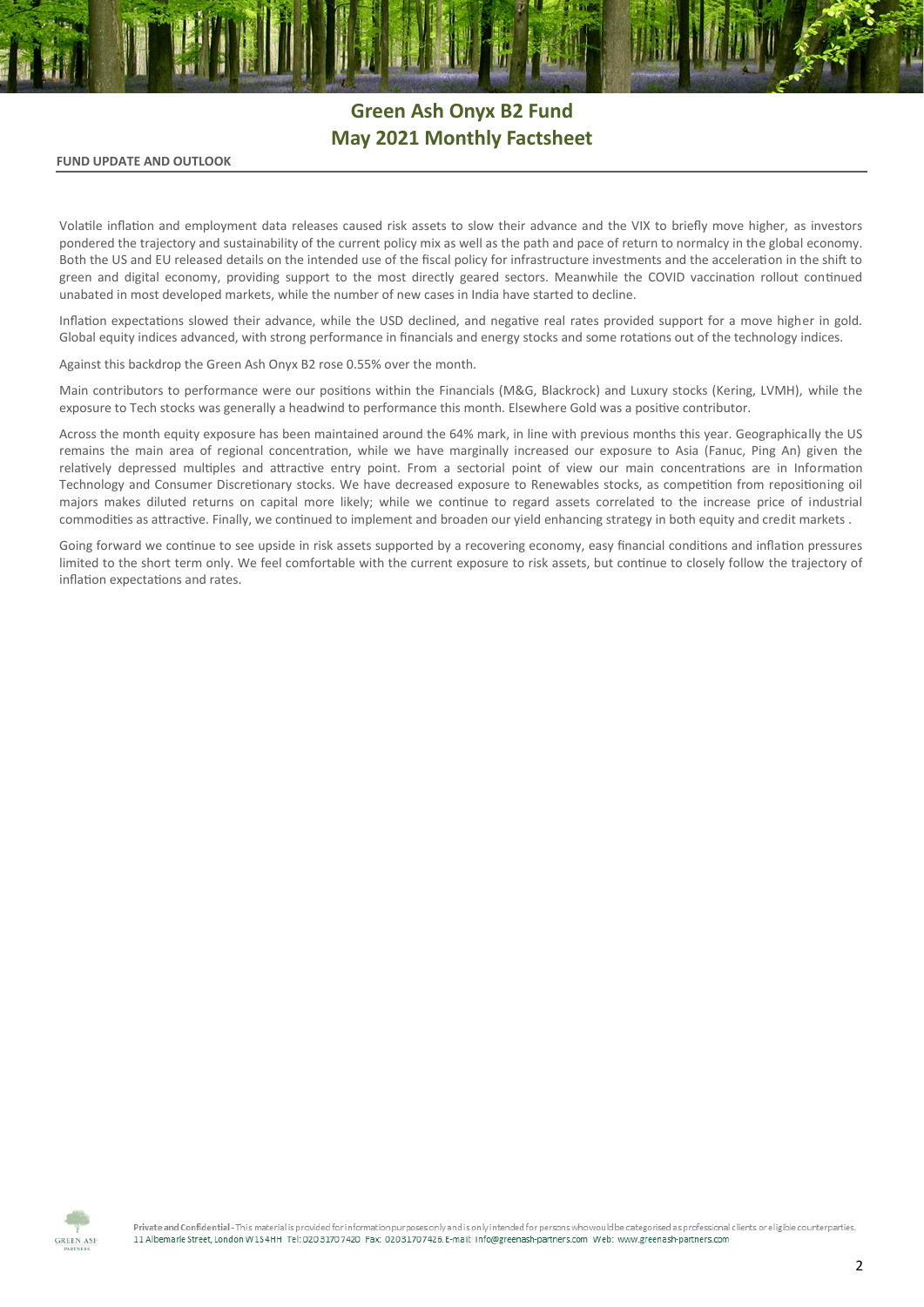# Green Ash Onyx B2 Fund
## May 2021 Monthly Factsheet

**FUND UPDATE AND OUTLOOK**

Volatile inflation and employment data releases caused risk assets to slow their advance and the VIX to briefly move higher, as investors pondered the trajectory and sustainability of the current policy mix as well as the path and pace of return to normalcy in the global economy. Both the US and EU released details on the intended use of the fiscal policy for infrastructure investments and the acceleration in the shift to green and digital economy, providing support to the most directly geared sectors. Meanwhile the COVID vaccination rollout continued unabated in most developed markets, while the number of new cases in India have started to decline.

Inflation expectations slowed their advance, while the USD declined, and negative real rates provided support for a move higher in gold. Global equity indices advanced, with strong performance in financials and energy stocks and some rotations out of the technology indices.

Against this backdrop the Green Ash Onyx B2 rose 0.55% over the month.

Main contributors to performance were our positions within the Financials (M&G, Blackrock) and Luxury stocks (Kering, LVMH), while the exposure to Tech stocks was generally a headwind to performance this month. Elsewhere Gold was a positive contributor.

Across the month equity exposure has been maintained around the 64% mark, in line with previous months this year. Geographically the US remains the main area of regional concentration, while we have marginally increased our exposure to Asia (Fanuc, Ping An) given the relatively depressed multiples and attractive entry point. From a sectorial point of view our main concentrations are in Information Technology and Consumer Discretionary stocks. We have decreased exposure to Renewables stocks, as competition from repositioning oil majors makes diluted returns on capital more likely; while we continue to regard assets correlated to the increase price of industrial commodities as attractive. Finally, we continued to implement and broaden our yield enhancing strategy in both equity and credit markets .

Going forward we continue to see upside in risk assets supported by a recovering economy, easy financial conditions and inflation pressures limited to the short term only. We feel comfortable with the current exposure to risk assets, but continue to closely follow the trajectory of inflation expectations and rates.

**Private and Confidential** - This material is provided for information purposes only and is only intended for persons who would be categorised as professional clients or eligible counterparties.
11 Albemarle Street, London W1S 4HH Tel: 02031707420 Fax: 02031707426 E-mail: info@greenash-partners.com Web: www.greenash-partners.com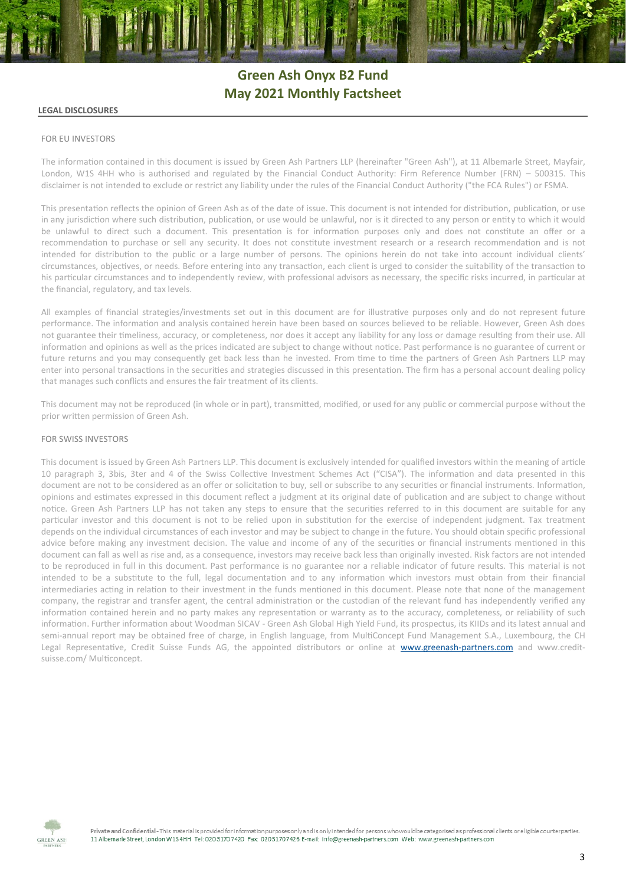# Green Ash Onyx B2 Fund
## May 2021 Monthly Factsheet

**LEGAL DISCLOSURES**

FOR EU INVESTORS

The information contained in this document is issued by Green Ash Partners LLP (hereinafter "Green Ash"), at 11 Albemarle Street, Mayfair, London, W1S 4HH who is authorised and regulated by the Financial Conduct Authority: Firm Reference Number (FRN) – 500315. This disclaimer is not intended to exclude or restrict any liability under the rules of the Financial Conduct Authority ("the FCA Rules") or FSMA.

This presentation reflects the opinion of Green Ash as of the date of issue. This document is not intended for distribution, publication, or use in any jurisdiction where such distribution, publication, or use would be unlawful, nor is it directed to any person or entity to which it would be unlawful to direct such a document. This presentation is for information purposes only and does not constitute an offer or a recommendation to purchase or sell any security. It does not constitute investment research or a research recommendation and is not intended for distribution to the public or a large number of persons. The opinions herein do not take into account individual clients' circumstances, objectives, or needs. Before entering into any transaction, each client is urged to consider the suitability of the transaction to his particular circumstances and to independently review, with professional advisors as necessary, the specific risks incurred, in particular at the financial, regulatory, and tax levels.

All examples of financial strategies/investments set out in this document are for illustrative purposes only and do not represent future performance. The information and analysis contained herein have been based on sources believed to be reliable. However, Green Ash does not guarantee their timeliness, accuracy, or completeness, nor does it accept any liability for any loss or damage resulting from their use. All information and opinions as well as the prices indicated are subject to change without notice. Past performance is no guarantee of current or future returns and you may consequently get back less than he invested. From time to time the partners of Green Ash Partners LLP may enter into personal transactions in the securities and strategies discussed in this presentation. The firm has a personal account dealing policy that manages such conflicts and ensures the fair treatment of its clients.

This document may not be reproduced (in whole or in part), transmitted, modified, or used for any public or commercial purpose without the prior written permission of Green Ash.

FOR SWISS INVESTORS

This document is issued by Green Ash Partners LLP. This document is exclusively intended for qualified investors within the meaning of article 10 paragraph 3, 3bis, 3ter and 4 of the Swiss Collective Investment Schemes Act ("CISA"). The information and data presented in this document are not to be considered as an offer or solicitation to buy, sell or subscribe to any securities or financial instruments. Information, opinions and estimates expressed in this document reflect a judgment at its original date of publication and are subject to change without notice. Green Ash Partners LLP has not taken any steps to ensure that the securities referred to in this document are suitable for any particular investor and this document is not to be relied upon in substitution for the exercise of independent judgment. Tax treatment depends on the individual circumstances of each investor and may be subject to change in the future. You should obtain specific professional advice before making any investment decision. The value and income of any of the securities or financial instruments mentioned in this document can fall as well as rise and, as a consequence, investors may receive back less than originally invested. Risk factors are not intended to be reproduced in full in this document. Past performance is no guarantee nor a reliable indicator of future results. This material is not intended to be a substitute to the full, legal documentation and to any information which investors must obtain from their financial intermediaries acting in relation to their investment in the funds mentioned in this document. Please note that none of the management company, the registrar and transfer agent, the central administration or the custodian of the relevant fund has independently verified any information contained herein and no party makes any representation or warranty as to the accuracy, completeness, or reliability of such information. Further information about Woodman SICAV - Green Ash Global High Yield Fund, its prospectus, its KIIDs and its latest annual and semi-annual report may be obtained free of charge, in English language, from MultiConcept Fund Management S.A., Luxembourg, the CH Legal Representative, Credit Suisse Funds AG, the appointed distributors or online at www.greenash-partners.com and www.credit-suisse.com/ Multiconcept.

**Private and Confidential** - This material is provided for information purposes only and is only intended for persons who would be categorised as professional clients or eligible counterparties.
11 Albemarle Street, London W1S 4HH Tel: 02031707420 Fax: 02031707426 E-mail: info@greenash-partners.com Web: www.greenash-partners.com